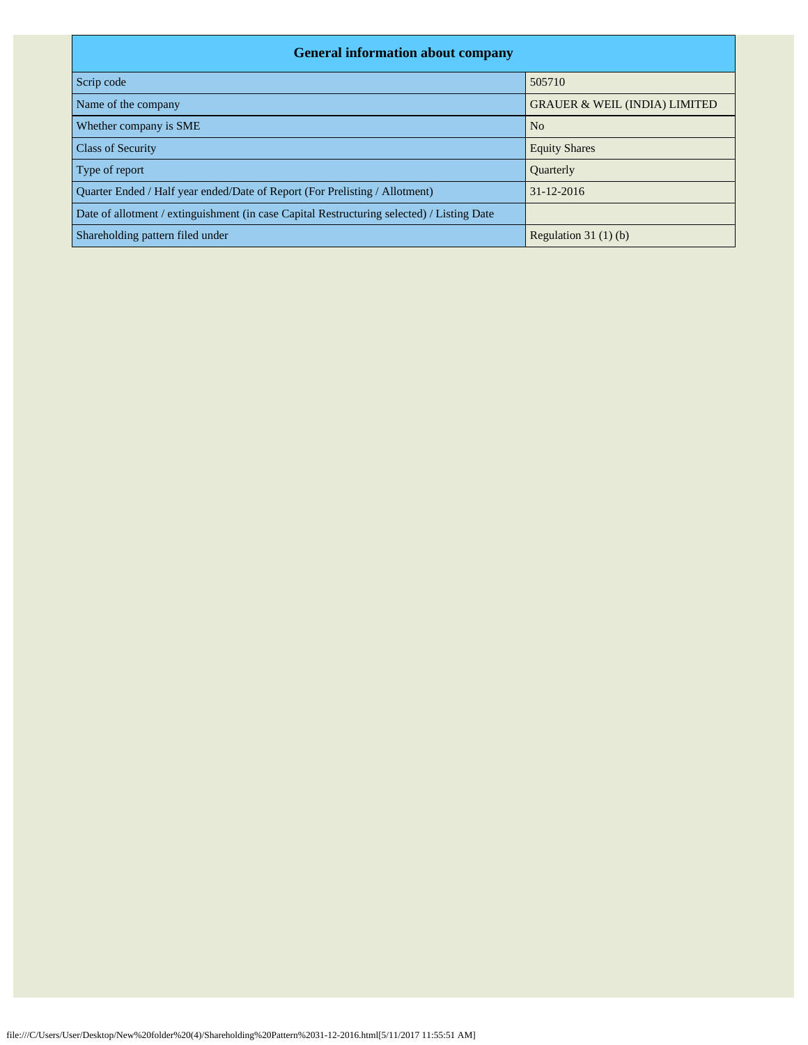| General information about company | |
|---|---|
| Scrip code | 505710 |
| Name of the company | GRAUER & WEIL (INDIA) LIMITED |
| Whether company is SME | No |
| Class of Security | Equity Shares |
| Type of report | Quarterly |
| Quarter Ended / Half year ended/Date of Report (For Prelisting / Allotment) | 31-12-2016 |
| Date of allotment / extinguishment (in case Capital Restructuring selected) / Listing Date | |
| Shareholding pattern filed under | Regulation 31 (1) (b) |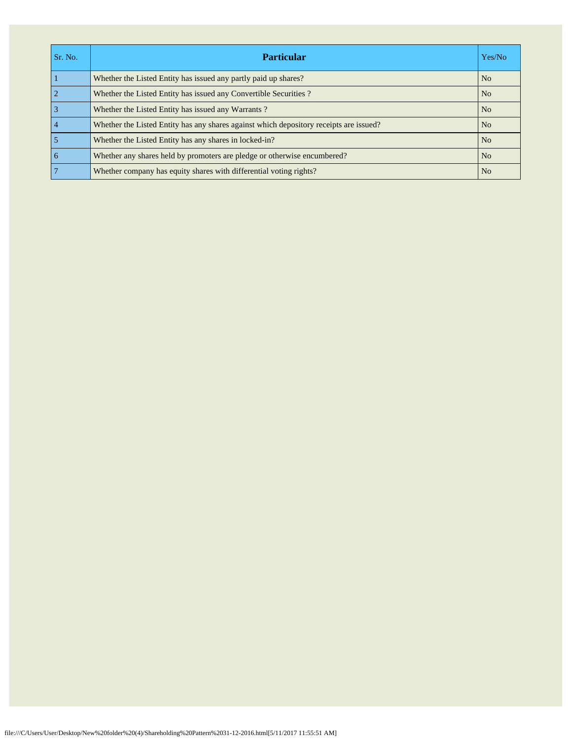| Sr. No. | Particular | Yes/No |
|---|---|---|
| 1 | Whether the Listed Entity has issued any partly paid up shares? | No |
| 2 | Whether the Listed Entity has issued any Convertible Securities ? | No |
| 3 | Whether the Listed Entity has issued any Warrants ? | No |
| 4 | Whether the Listed Entity has any shares against which depository receipts are issued? | No |
| 5 | Whether the Listed Entity has any shares in locked-in? | No |
| 6 | Whether any shares held by promoters are pledge or otherwise encumbered? | No |
| 7 | Whether company has equity shares with differential voting rights? | No |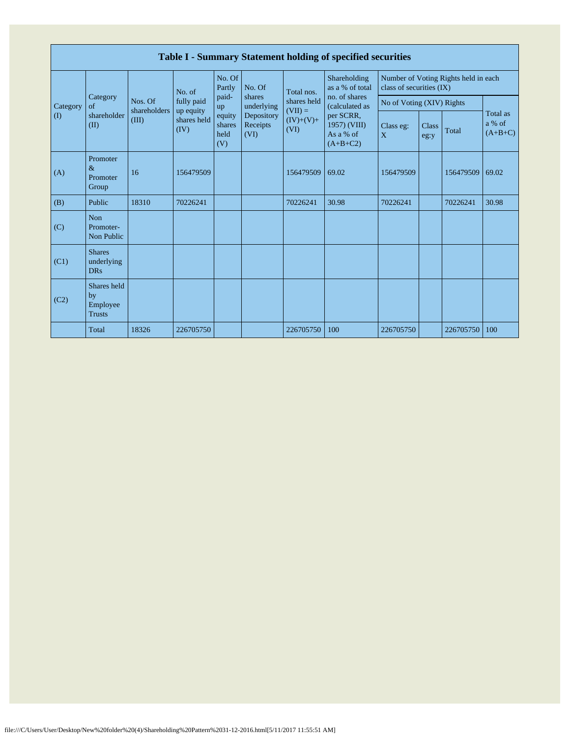# Table I - Summary Statement holding of specified securities

| Category (I) | Category of shareholder (II) | Nos. Of shareholders (III) | No. of fully paid up equity shares held (IV) | No. Of Partly paid-up equity shares held (V) | No. Of shares underlying Depository Receipts (VI) | Total nos. shares held (VII) = (IV)+(V)+ (VI) | Shareholding as a % of total no. of shares (calculated as per SCRR, 1957) (VIII) As a % of (A+B+C2) | Number of Voting Rights held in each class of securities (IX) | | | |
|---|---|---|---|---|---|---|---|---|---|---|---|
| | | | | | | | | No of Voting (XIV) Rights | | | Total as a % of (A+B+C) |
| | | | | | | | | Class eg: X | Class eg:y | Total | |
| (A) | Promoter & Promoter Group | 16 | 156479509 | | | 156479509 | 69.02 | 156479509 | | 156479509 | 69.02 |
| (B) | Public | 18310 | 70226241 | | | 70226241 | 30.98 | 70226241 | | 70226241 | 30.98 |
| (C) | Non Promoter- Non Public | | | | | | | | | | |
| (C1) | Shares underlying DRs | | | | | | | | | | |
| (C2) | Shares held by Employee Trusts | | | | | | | | | | |
| | Total | 18326 | 226705750 | | | 226705750 | 100 | 226705750 | | 226705750 | 100 |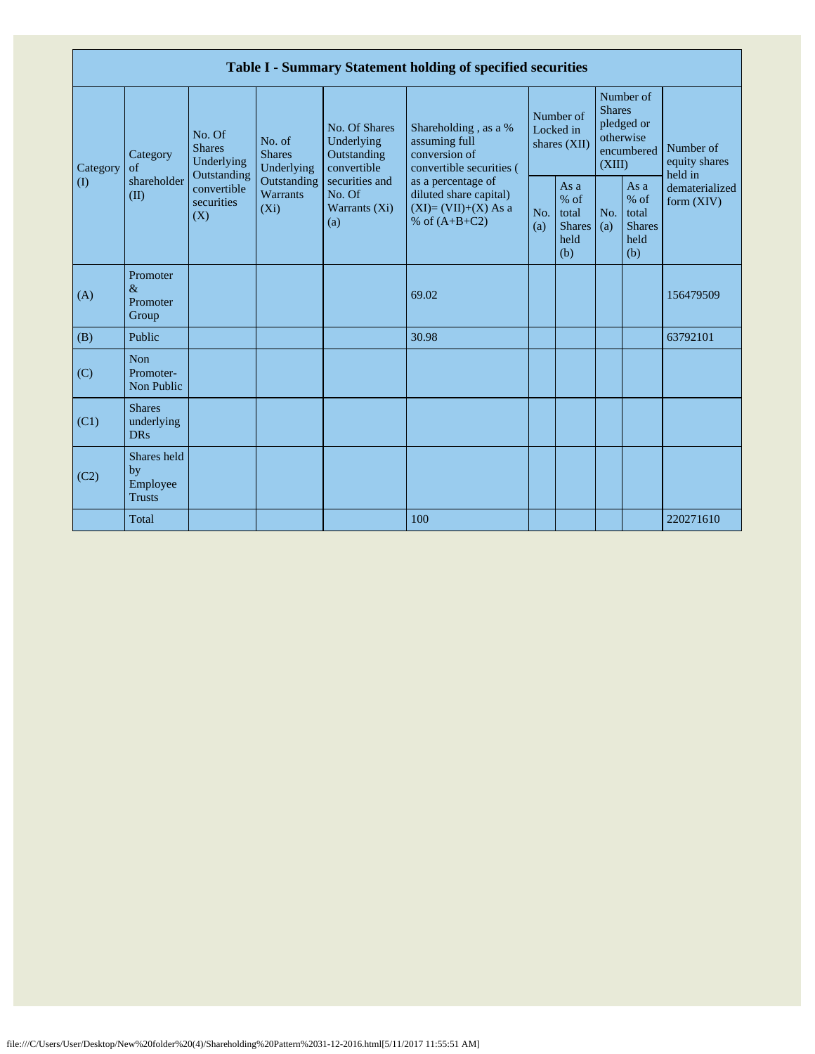| Table I - Summary Statement holding of specified securities | | | | | | | | | | |
|---|---|---|---|---|---|---|---|---|---|---|
| Category (I) | Category of shareholder (II) | No. Of Shares Underlying Outstanding convertible securities (X) | No. of Shares Underlying Outstanding Warrants (Xi) | No. Of Shares Underlying Outstanding convertible securities and No. Of Warrants (Xi) (a) | Shareholding , as a % assuming full conversion of convertible securities ( as a percentage of diluted share capital) (XI)= (VII)+(X) As a % of (A+B+C2) | Number of Locked in shares (XII) | | Number of Shares pledged or otherwise encumbered (XIII) | | Number of equity shares held in dematerialized form (XIV) |
| | | | | | | No. (a) | As a % of total Shares held (b) | No. (a) | As a % of total Shares held (b) | |
| (A) | Promoter & Promoter Group | | | | 69.02 | | | | | 156479509 |
| (B) | Public | | | | 30.98 | | | | | 63792101 |
| (C) | Non Promoter- Non Public | | | | | | | | | |
| (C1) | Shares underlying DRs | | | | | | | | | |
| (C2) | Shares held by Employee Trusts | | | | | | | | | |
| | Total | | | | 100 | | | | | 220271610 |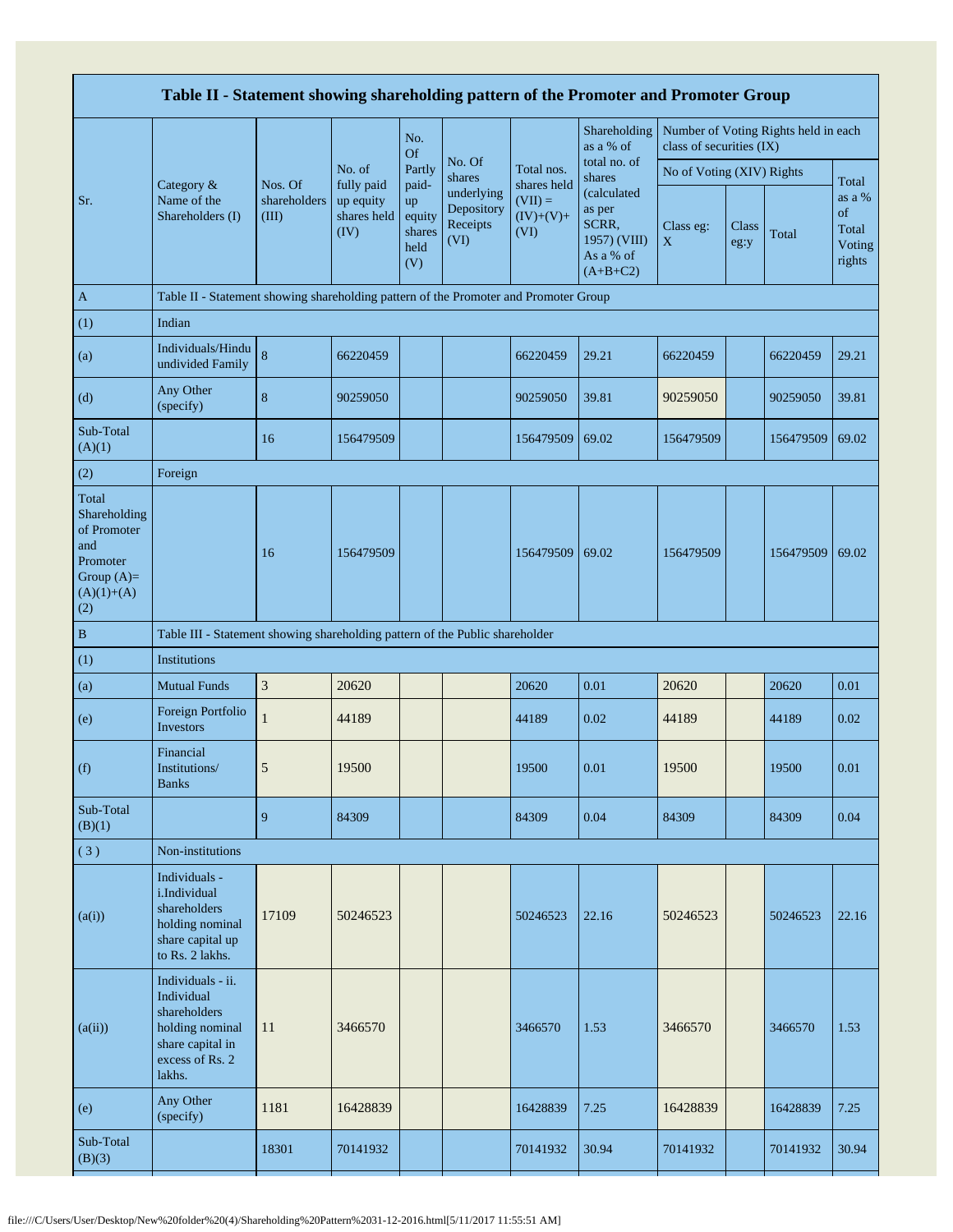| Table II - Statement showing shareholding pattern of the Promoter and Promoter Group | | | | | | | | | | | |
|---|---|---|---|---|---|---|---|---|---|---|---|
| Sr. | Category & Name of the Shareholders (I) | Nos. Of shareholders (III) | No. of fully paid up equity shares held (IV) | No. Of Partly paid-up equity shares held (V) | No. Of shares underlying Depository Receipts (VI) | Total nos. shares held (VII) = (IV)+(V)+ (VI) | Shareholding as a % of total no. of shares (calculated as per SCRR, 1957) (VIII) As a % of (A+B+C2) | Number of Voting Rights held in each class of securities (IX) | | | |
| | | | | | | | | No of Voting (XIV) Rights | | | Total as a % of Total Voting rights |
| | | | | | | | | Class eg: X | Class eg:y | Total | |
| A | Table II - Statement showing shareholding pattern of the Promoter and Promoter Group | | | | | | | | | | |
| (1) | Indian | | | | | | | | | | |
| (a) | Individuals/Hindu undivided Family | 8 | 66220459 | | | 66220459 | 29.21 | 66220459 | | 66220459 | 29.21 |
| (d) | Any Other (specify) | 8 | 90259050 | | | 90259050 | 39.81 | 90259050 | | 90259050 | 39.81 |
| Sub-Total (A)(1) | | 16 | 156479509 | | | 156479509 | 69.02 | 156479509 | | 156479509 | 69.02 |
| (2) | Foreign | | | | | | | | | | |
| Total Shareholding of Promoter and Promoter Group (A)= (A)(1)+(A)(2) | | 16 | 156479509 | | | 156479509 | 69.02 | 156479509 | | 156479509 | 69.02 |
| B | Table III - Statement showing shareholding pattern of the Public shareholder | | | | | | | | | | |
| (1) | Institutions | | | | | | | | | | |
| (a) | Mutual Funds | 3 | 20620 | | | 20620 | 0.01 | 20620 | | 20620 | 0.01 |
| (e) | Foreign Portfolio Investors | 1 | 44189 | | | 44189 | 0.02 | 44189 | | 44189 | 0.02 |
| (f) | Financial Institutions/ Banks | 5 | 19500 | | | 19500 | 0.01 | 19500 | | 19500 | 0.01 |
| Sub-Total (B)(1) | | 9 | 84309 | | | 84309 | 0.04 | 84309 | | 84309 | 0.04 |
| ( 3 ) | Non-institutions | | | | | | | | | | |
| (a(i)) | Individuals - i.Individual shareholders holding nominal share capital up to Rs. 2 lakhs. | 17109 | 50246523 | | | 50246523 | 22.16 | 50246523 | | 50246523 | 22.16 |
| (a(ii)) | Individuals - ii. Individual shareholders holding nominal share capital in excess of Rs. 2 lakhs. | 11 | 3466570 | | | 3466570 | 1.53 | 3466570 | | 3466570 | 1.53 |
| (e) | Any Other (specify) | 1181 | 16428839 | | | 16428839 | 7.25 | 16428839 | | 16428839 | 7.25 |
| Sub-Total (B)(3) | | 18301 | 70141932 | | | 70141932 | 30.94 | 70141932 | | 70141932 | 30.94 |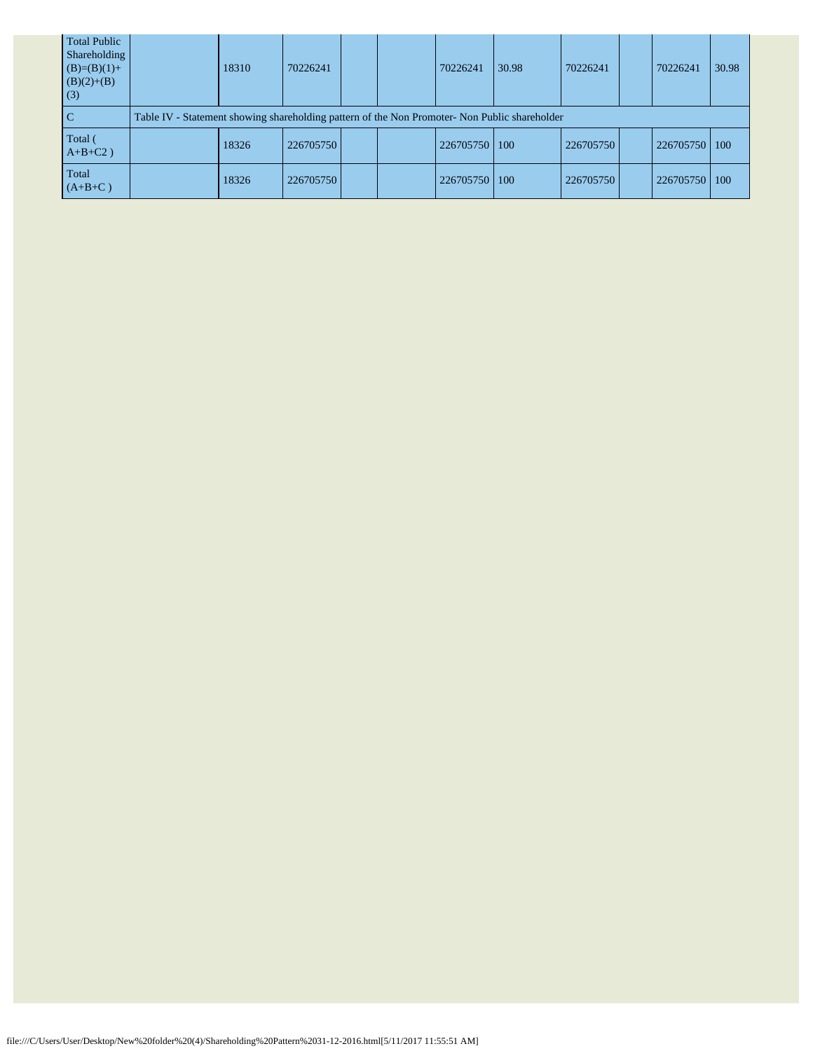| Total Public Shareholding (B)=(B)(1)+(B)(2)+(B)(3) | | 18310 | 70226241 | | | 70226241 | 30.98 | 70226241 | | 70226241 | 30.98 |
|---|---|---|---|---|---|---|---|---|---|---|---|
| C | Table IV - Statement showing shareholding pattern of the Non Promoter- Non Public shareholder | | | | | | | | | | |
| Total ( A+B+C2 ) | | 18326 | 226705750 | | | 226705750 | 100 | 226705750 | | 226705750 | 100 |
| Total (A+B+C ) | | 18326 | 226705750 | | | 226705750 | 100 | 226705750 | | 226705750 | 100 |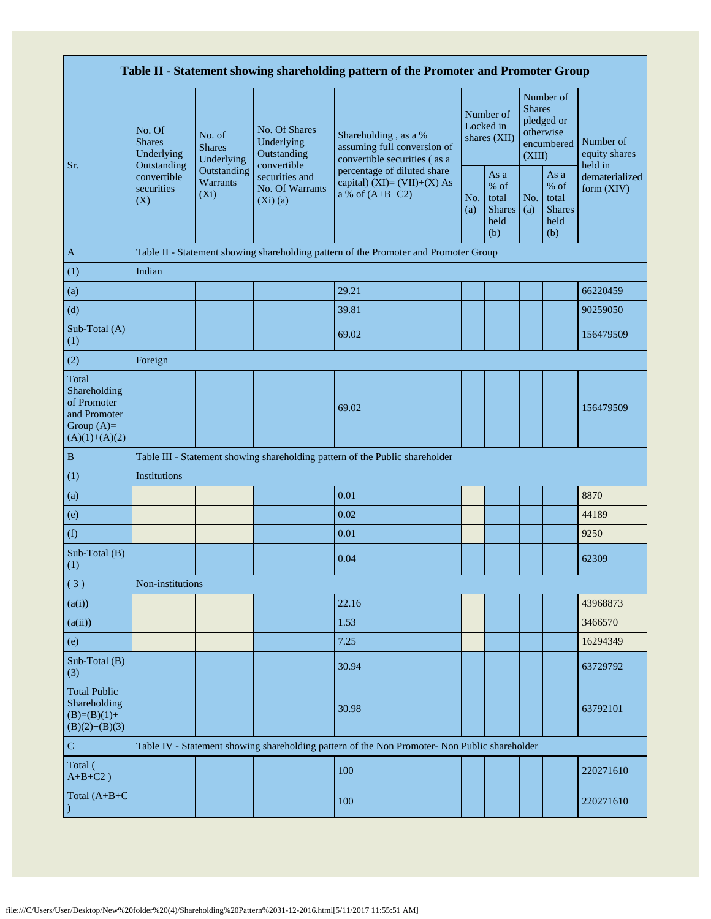| Table II - Statement showing shareholding pattern of the Promoter and Promoter Group | | | | | | | | | |
|---|---|---|---|---|---|---|---|---|---|
| Sr. | No. Of Shares Underlying Outstanding convertible securities (X) | No. of Shares Underlying Outstanding Warrants (Xi) | No. Of Shares Underlying Outstanding convertible securities and No. Of Warrants (Xi) (a) | Shareholding , as a % assuming full conversion of convertible securities ( as a percentage of diluted share capital) (XI)= (VII)+(X) As a % of (A+B+C2) | Number of Locked in shares (XII) | | Number of Shares pledged or otherwise encumbered (XIII) | | Number of equity shares held in dematerialized form (XIV) |
| | | | | | No. (a) | As a % of total Shares held (b) | No. (a) | As a % of total Shares held (b) | |
| A | Table II - Statement showing shareholding pattern of the Promoter and Promoter Group | | | | | | | | |
| (1) | Indian | | | | | | | | |
| (a) | | | | 29.21 | | | | | 66220459 |
| (d) | | | | 39.81 | | | | | 90259050 |
| Sub-Total (A) (1) | | | | 69.02 | | | | | 156479509 |
| (2) | Foreign | | | | | | | | |
| Total Shareholding of Promoter and Promoter Group (A)= (A)(1)+(A)(2) | | | | 69.02 | | | | | 156479509 |
| B | Table III - Statement showing shareholding pattern of the Public shareholder | | | | | | | | |
| (1) | Institutions | | | | | | | | |
| (a) | | | | 0.01 | | | | | 8870 |
| (e) | | | | 0.02 | | | | | 44189 |
| (f) | | | | 0.01 | | | | | 9250 |
| Sub-Total (B) (1) | | | | 0.04 | | | | | 62309 |
| ( 3 ) | Non-institutions | | | | | | | | |
| (a(i)) | | | | 22.16 | | | | | 43968873 |
| (a(ii)) | | | | 1.53 | | | | | 3466570 |
| (e) | | | | 7.25 | | | | | 16294349 |
| Sub-Total (B) (3) | | | | 30.94 | | | | | 63729792 |
| Total Public Shareholding (B)=(B)(1)+ (B)(2)+(B)(3) | | | | 30.98 | | | | | 63792101 |
| C | Table IV - Statement showing shareholding pattern of the Non Promoter- Non Public shareholder | | | | | | | | |
| Total ( A+B+C2 ) | | | | 100 | | | | | 220271610 |
| Total (A+B+C ) | | | | 100 | | | | | 220271610 |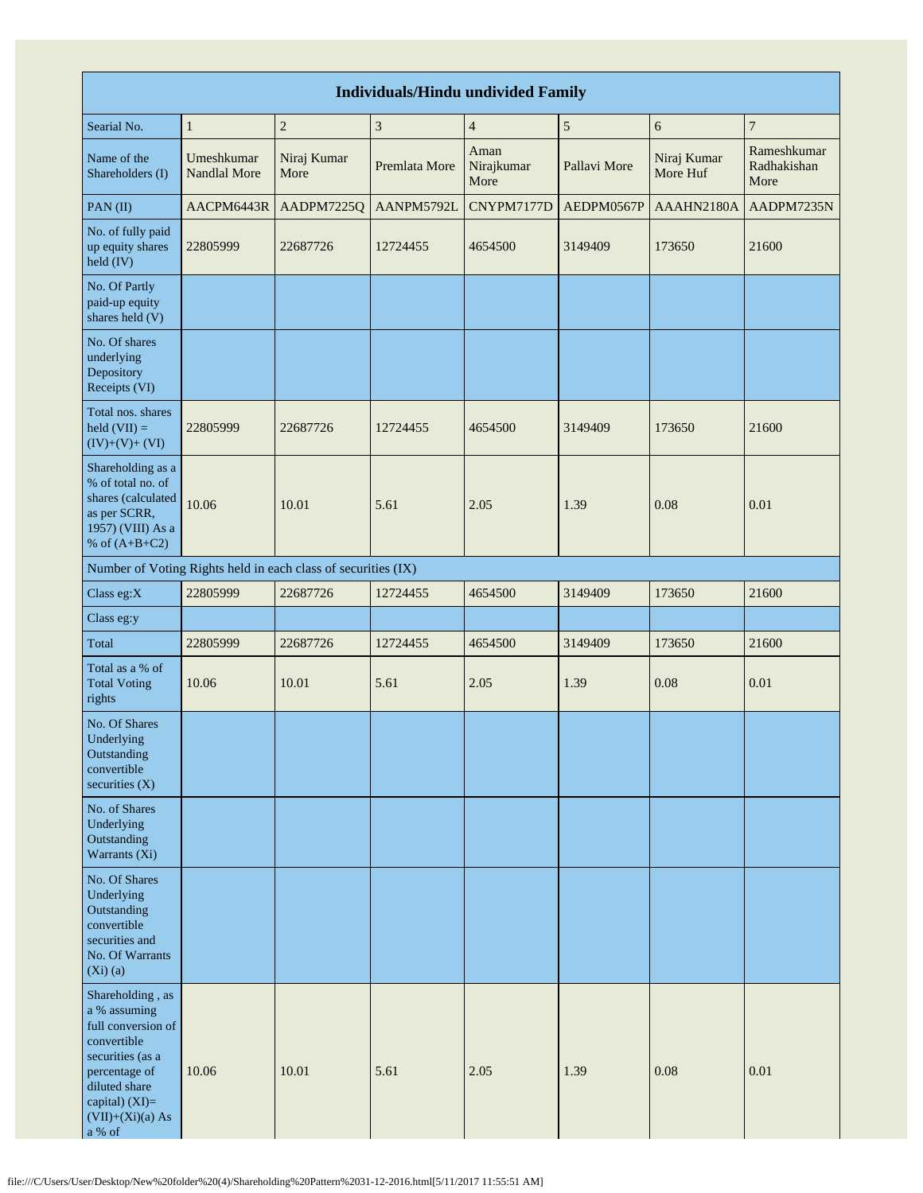| Individuals/Hindu undivided Family | | | | | | | |
|---|---|---|---|---|---|---|---|
| Searial No. | 1 | 2 | 3 | 4 | 5 | 6 | 7 |
| Name of the Shareholders (I) | Umeshkumar Nandlal More | Niraj Kumar More | Premlata More | Aman Nirajkumar More | Pallavi More | Niraj Kumar More Huf | Rameshkumar Radhakishan More |
| PAN (II) | AACPM6443R | AADPM7225Q | AANPM5792L | CNYPM7177D | AEDPM0567P | AAAHN2180A | AADPM7235N |
| No. of fully paid up equity shares held (IV) | 22805999 | 22687726 | 12724455 | 4654500 | 3149409 | 173650 | 21600 |
| No. Of Partly paid-up equity shares held (V) | | | | | | | |
| No. Of shares underlying Depository Receipts (VI) | | | | | | | |
| Total nos. shares held (VII) = (IV)+(V)+ (VI) | 22805999 | 22687726 | 12724455 | 4654500 | 3149409 | 173650 | 21600 |
| Shareholding as a % of total no. of shares (calculated as per SCRR, 1957) (VIII) As a % of (A+B+C2) | 10.06 | 10.01 | 5.61 | 2.05 | 1.39 | 0.08 | 0.01 |
| Number of Voting Rights held in each class of securities (IX) | | | | | | | |
| Class eg:X | 22805999 | 22687726 | 12724455 | 4654500 | 3149409 | 173650 | 21600 |
| Class eg:y | | | | | | | |
| Total | 22805999 | 22687726 | 12724455 | 4654500 | 3149409 | 173650 | 21600 |
| Total as a % of Total Voting rights | 10.06 | 10.01 | 5.61 | 2.05 | 1.39 | 0.08 | 0.01 |
| No. Of Shares Underlying Outstanding convertible securities (X) | | | | | | | |
| No. of Shares Underlying Outstanding Warrants (Xi) | | | | | | | |
| No. Of Shares Underlying Outstanding convertible securities and No. Of Warrants (Xi) (a) | | | | | | | |
| Shareholding , as a % assuming full conversion of convertible securities (as a percentage of diluted share capital) (XI)= (VII)+(Xi)(a) As a % of | 10.06 | 10.01 | 5.61 | 2.05 | 1.39 | 0.08 | 0.01 |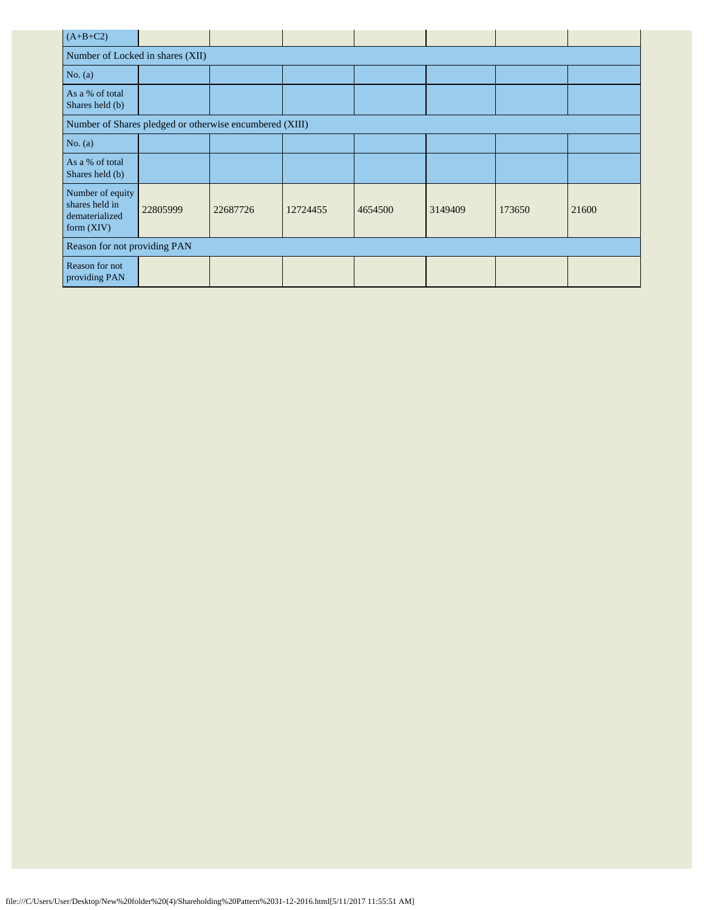| (A+B+C2) | | | | | | | |
|---|---|---|---|---|---|---|---|
| Number of Locked in shares (XII) | | | | | | | |
| No. (a) | | | | | | | |
| As a % of total Shares held (b) | | | | | | | |
| Number of Shares pledged or otherwise encumbered (XIII) | | | | | | | |
| No. (a) | | | | | | | |
| As a % of total Shares held (b) | | | | | | | |
| Number of equity shares held in dematerialized form (XIV) | 22805999 | 22687726 | 12724455 | 4654500 | 3149409 | 173650 | 21600 |
| Reason for not providing PAN | | | | | | | |
| Reason for not providing PAN | | | | | | | |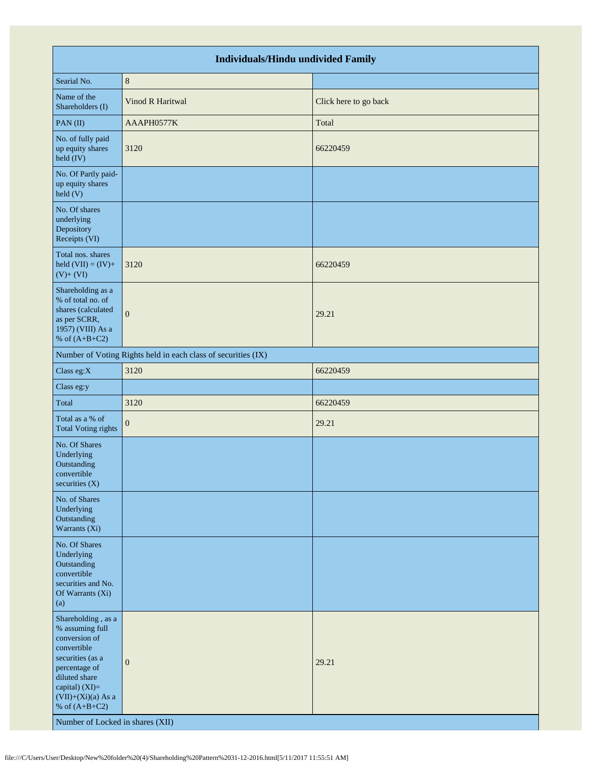| Individuals/Hindu undivided Family | | |
|---|---|---|
| Searial No. | 8 | |
| Name of the Shareholders (I) | Vinod R Haritwal | Click here to go back |
| PAN (II) | AAAPH0577K | Total |
| No. of fully paid up equity shares held (IV) | 3120 | 66220459 |
| No. Of Partly paid-up equity shares held (V) | | |
| No. Of shares underlying Depository Receipts (VI) | | |
| Total nos. shares held (VII) = (IV)+(V)+ (VI) | 3120 | 66220459 |
| Shareholding as a % of total no. of shares (calculated as per SCRR, 1957) (VIII) As a % of (A+B+C2) | 0 | 29.21 |
| Number of Voting Rights held in each class of securities (IX) | | |
| Class eg:X | 3120 | 66220459 |
| Class eg:y | | |
| Total | 3120 | 66220459 |
| Total as a % of Total Voting rights | 0 | 29.21 |
| No. Of Shares Underlying Outstanding convertible securities (X) | | |
| No. of Shares Underlying Outstanding Warrants (Xi) | | |
| No. Of Shares Underlying Outstanding convertible securities and No. Of Warrants (Xi) (a) | | |
| Shareholding , as a % assuming full conversion of convertible securities (as a percentage of diluted share capital) (XI)= (VII)+(Xi)(a) As a % of (A+B+C2) | 0 | 29.21 |
| Number of Locked in shares (XII) | | |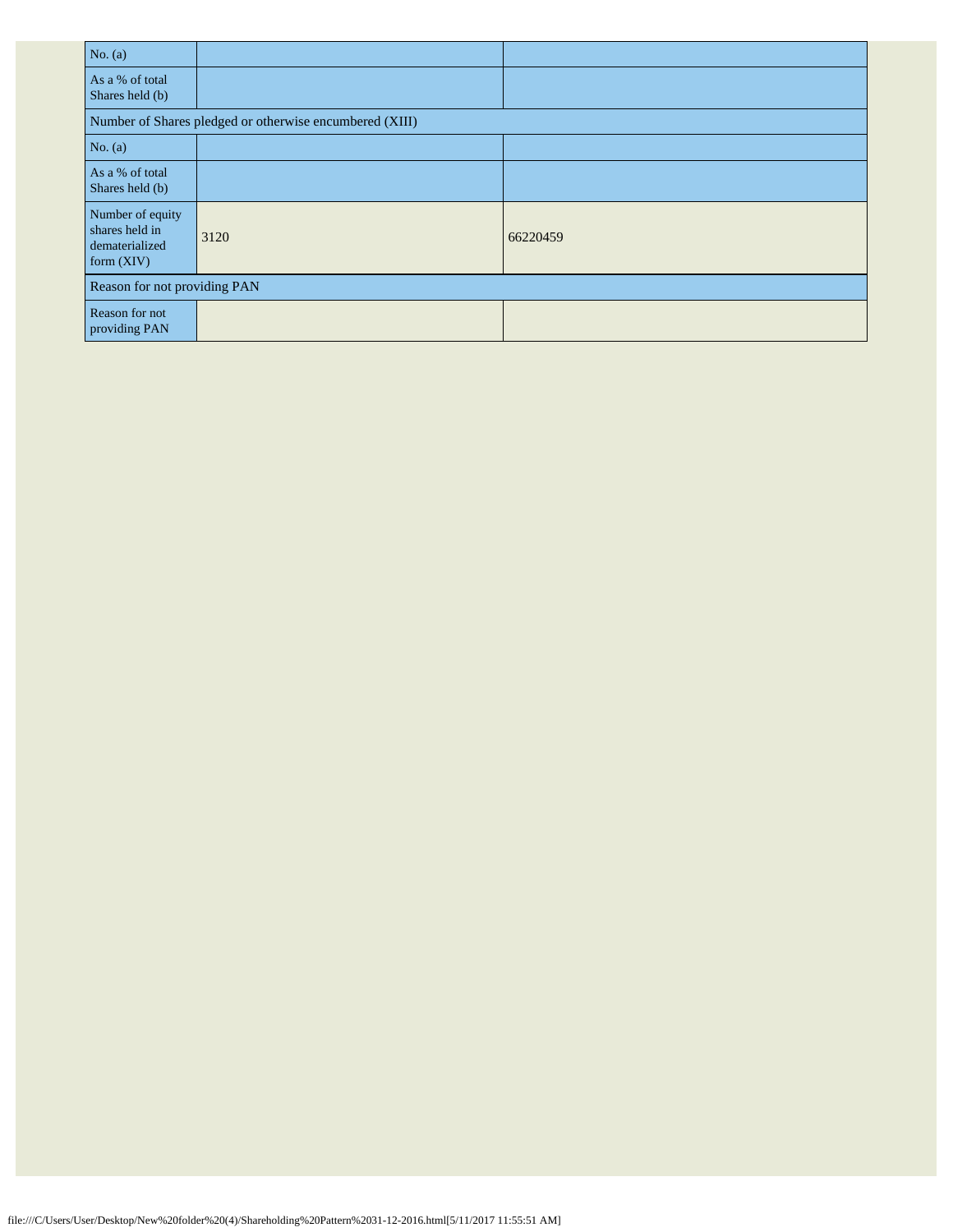| | | |
|---|---|---|
| No. (a) | | |
| As a % of total Shares held (b) | | |
| Number of Shares pledged or otherwise encumbered (XIII) | | |
| No. (a) | | |
| As a % of total Shares held (b) | | |
| Number of equity shares held in dematerialized form (XIV) | 3120 | 66220459 |
| Reason for not providing PAN | | |
| Reason for not providing PAN | | |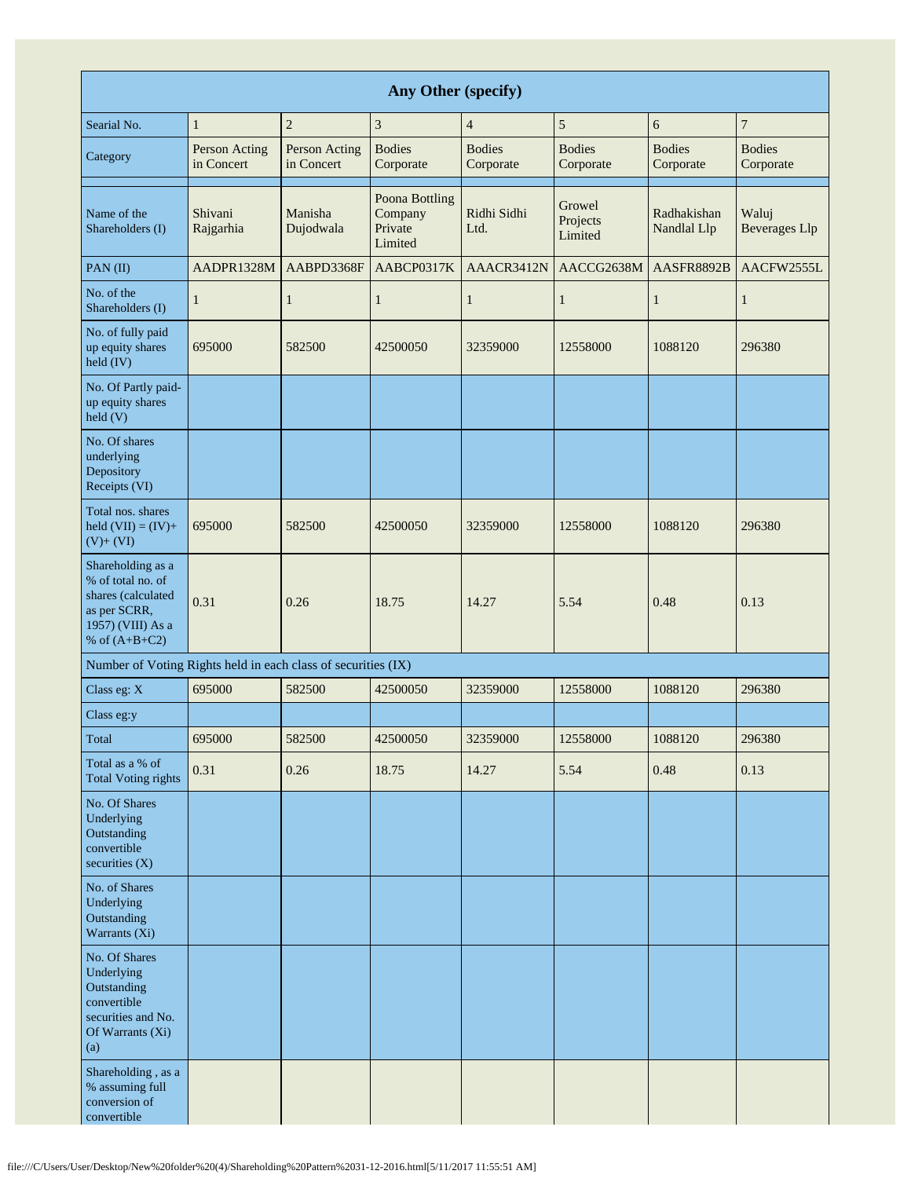| Any Other (specify) | | | | | | | |
|---|---|---|---|---|---|---|---|
| Searial No. | 1 | 2 | 3 | 4 | 5 | 6 | 7 |
| Category | Person Acting in Concert | Person Acting in Concert | Bodies Corporate | Bodies Corporate | Bodies Corporate | Bodies Corporate | Bodies Corporate |
| Name of the Shareholders (I) | Shivani Rajgarhia | Manisha Dujodwala | Poona Bottling Company Private Limited | Ridhi Sidhi Ltd. | Growel Projects Limited | Radhakishan Nandlal Llp | Waluj Beverages Llp |
| PAN (II) | AADPR1328M | AABPD3368F | AABCP0317K | AAACR3412N | AACCG2638M | AASFR8892B | AACFW2555L |
| No. of the Shareholders (I) | 1 | 1 | 1 | 1 | 1 | 1 | 1 |
| No. of fully paid up equity shares held (IV) | 695000 | 582500 | 42500050 | 32359000 | 12558000 | 1088120 | 296380 |
| No. Of Partly paid-up equity shares held (V) | | | | | | | |
| No. Of shares underlying Depository Receipts (VI) | | | | | | | |
| Total nos. shares held (VII) = (IV)+ (V)+ (VI) | 695000 | 582500 | 42500050 | 32359000 | 12558000 | 1088120 | 296380 |
| Shareholding as a % of total no. of shares (calculated as per SCRR, 1957) (VIII) As a % of (A+B+C2) | 0.31 | 0.26 | 18.75 | 14.27 | 5.54 | 0.48 | 0.13 |
| Number of Voting Rights held in each class of securities (IX) | | | | | | | |
| Class eg: X | 695000 | 582500 | 42500050 | 32359000 | 12558000 | 1088120 | 296380 |
| Class eg:y | | | | | | | |
| Total | 695000 | 582500 | 42500050 | 32359000 | 12558000 | 1088120 | 296380 |
| Total as a % of Total Voting rights | 0.31 | 0.26 | 18.75 | 14.27 | 5.54 | 0.48 | 0.13 |
| No. Of Shares Underlying Outstanding convertible securities (X) | | | | | | | |
| No. of Shares Underlying Outstanding Warrants (Xi) | | | | | | | |
| No. Of Shares Underlying Outstanding convertible securities and No. Of Warrants (Xi) (a) | | | | | | | |
| Shareholding , as a % assuming full conversion of convertible | | | | | | | |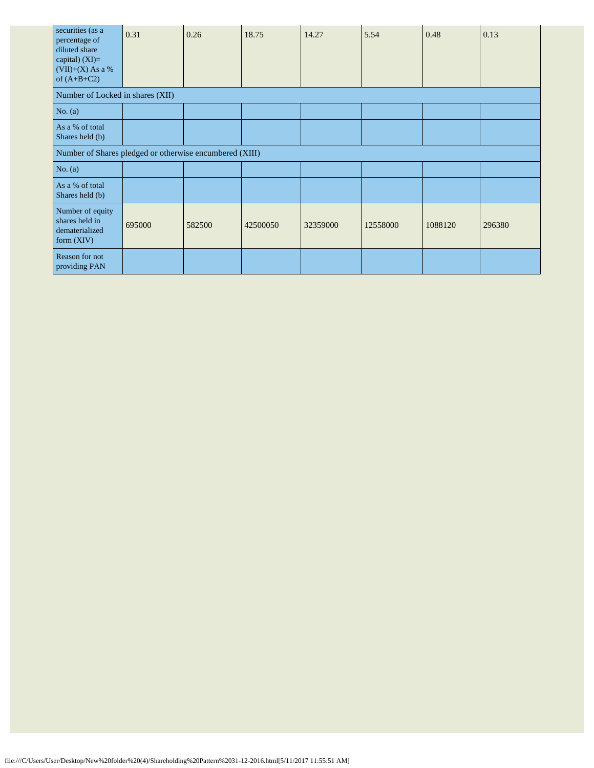| securities (as a percentage of diluted share capital) (XI)= (VII)+(X) As a % of (A+B+C2) | 0.31 | 0.26 | 18.75 | 14.27 | 5.54 | 0.48 | 0.13 |
|---|---|---|---|---|---|---|---|
| Number of Locked in shares (XII) | | | | | | | |
| No. (a) | | | | | | | |
| As a % of total Shares held (b) | | | | | | | |
| Number of Shares pledged or otherwise encumbered (XIII) | | | | | | | |
| No. (a) | | | | | | | |
| As a % of total Shares held (b) | | | | | | | |
| Number of equity shares held in dematerialized form (XIV) | 695000 | 582500 | 42500050 | 32359000 | 12558000 | 1088120 | 296380 |
| Reason for not providing PAN | | | | | | | |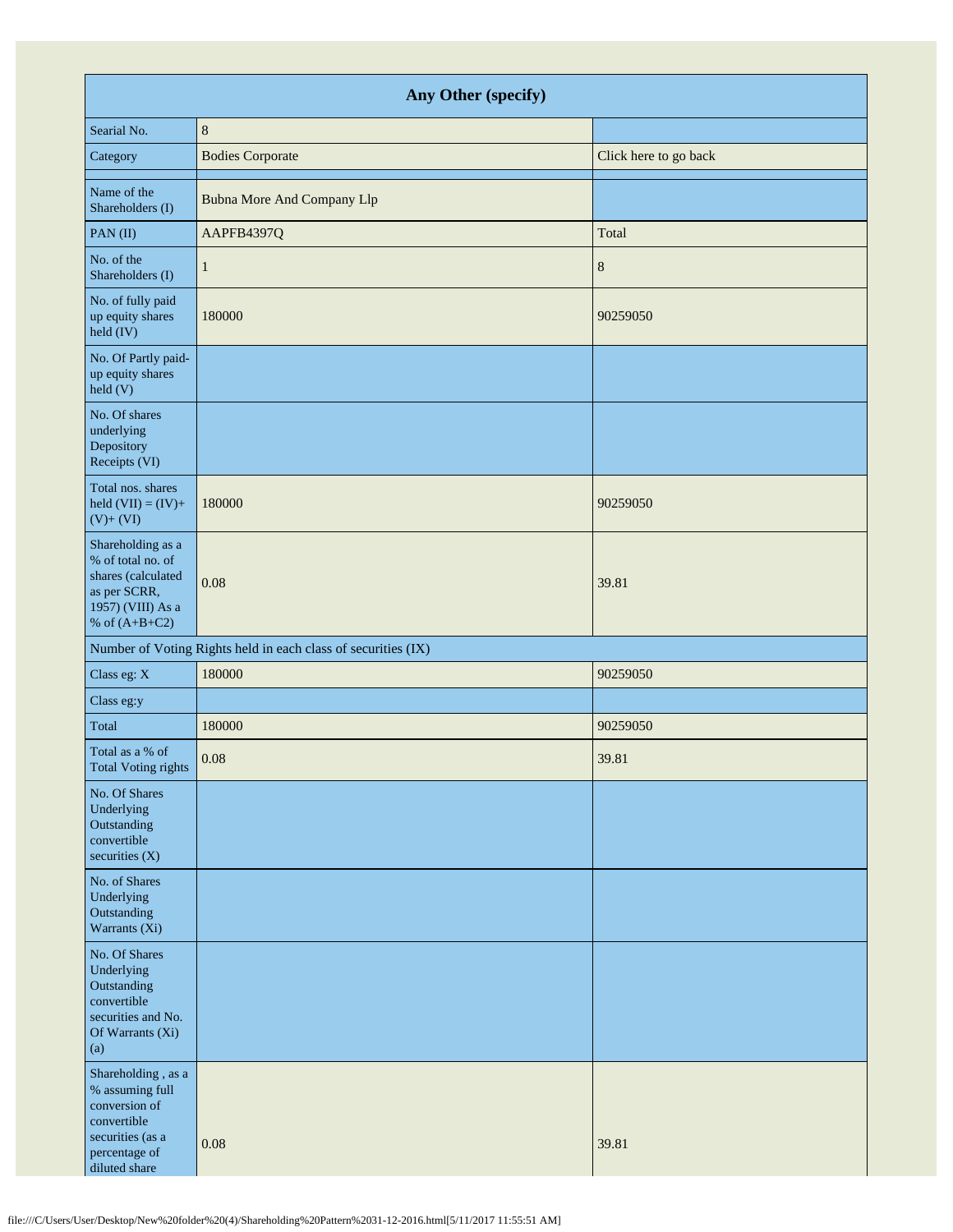| Any Other (specify) | | |
|---|---|---|
| Searial No. | 8 | |
| Category | Bodies Corporate | Click here to go back |
| Name of the Shareholders (I) | Bubna More And Company Llp | |
| PAN (II) | AAPFB4397Q | Total |
| No. of the Shareholders (I) | 1 | 8 |
| No. of fully paid up equity shares held (IV) | 180000 | 90259050 |
| No. Of Partly paid-up equity shares held (V) | | |
| No. Of shares underlying Depository Receipts (VI) | | |
| Total nos. shares held (VII) = (IV)+ (V)+ (VI) | 180000 | 90259050 |
| Shareholding as a % of total no. of shares (calculated as per SCRR, 1957) (VIII) As a % of (A+B+C2) | 0.08 | 39.81 |
| Number of Voting Rights held in each class of securities (IX) | | |
| Class eg: X | 180000 | 90259050 |
| Class eg:y | | |
| Total | 180000 | 90259050 |
| Total as a % of Total Voting rights | 0.08 | 39.81 |
| No. Of Shares Underlying Outstanding convertible securities (X) | | |
| No. of Shares Underlying Outstanding Warrants (Xi) | | |
| No. Of Shares Underlying Outstanding convertible securities and No. Of Warrants (Xi) (a) | | |
| Shareholding , as a % assuming full conversion of convertible securities (as a percentage of diluted share | 0.08 | 39.81 |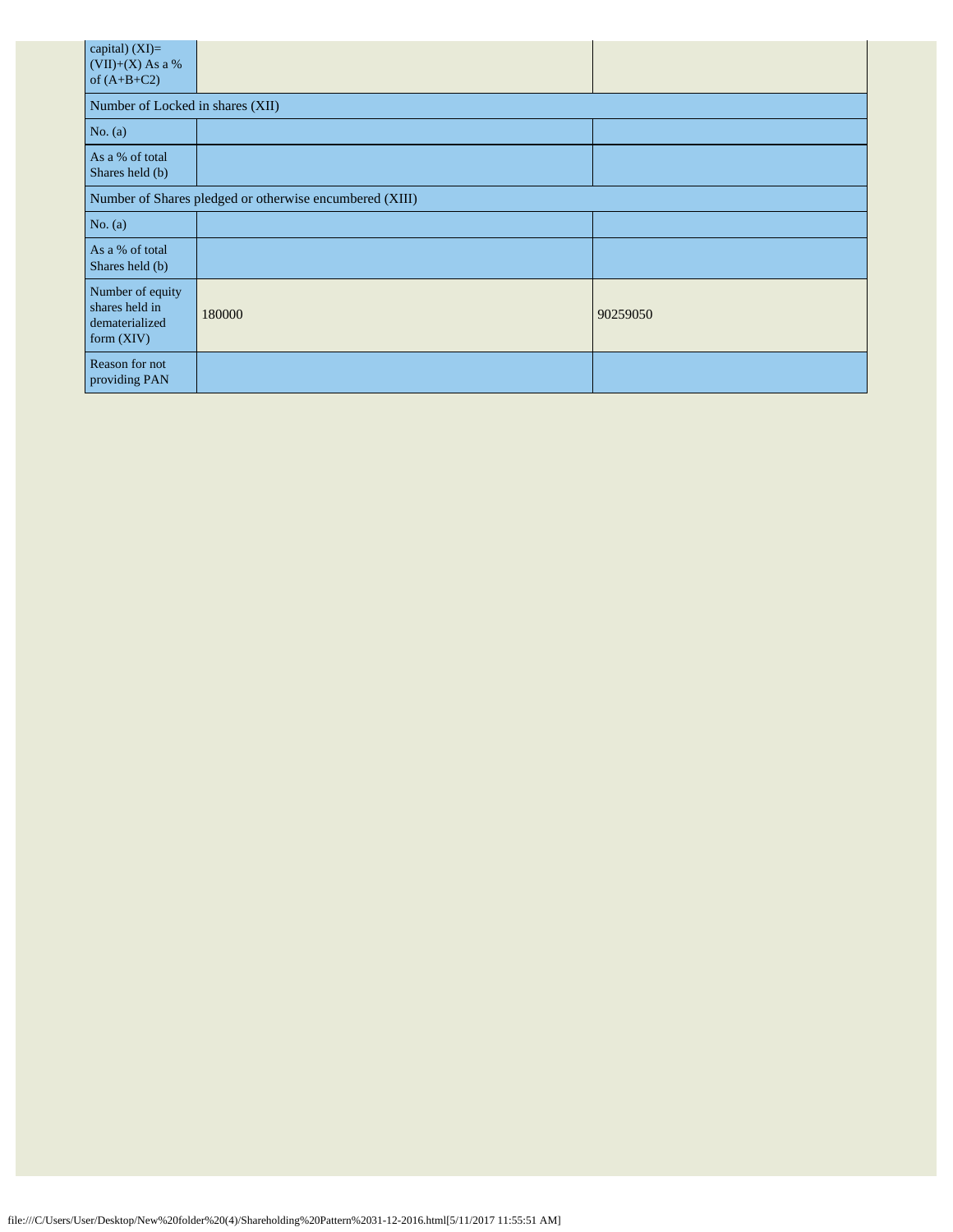| capital) (XI)= (VII)+(X) As a % of (A+B+C2) | | |
|---|---|---|
| Number of Locked in shares (XII) | | |
| No. (a) | | |
| As a % of total Shares held (b) | | |
| Number of Shares pledged or otherwise encumbered (XIII) | | |
| No. (a) | | |
| As a % of total Shares held (b) | | |
| Number of equity shares held in dematerialized form (XIV) | 180000 | 90259050 |
| Reason for not providing PAN | | |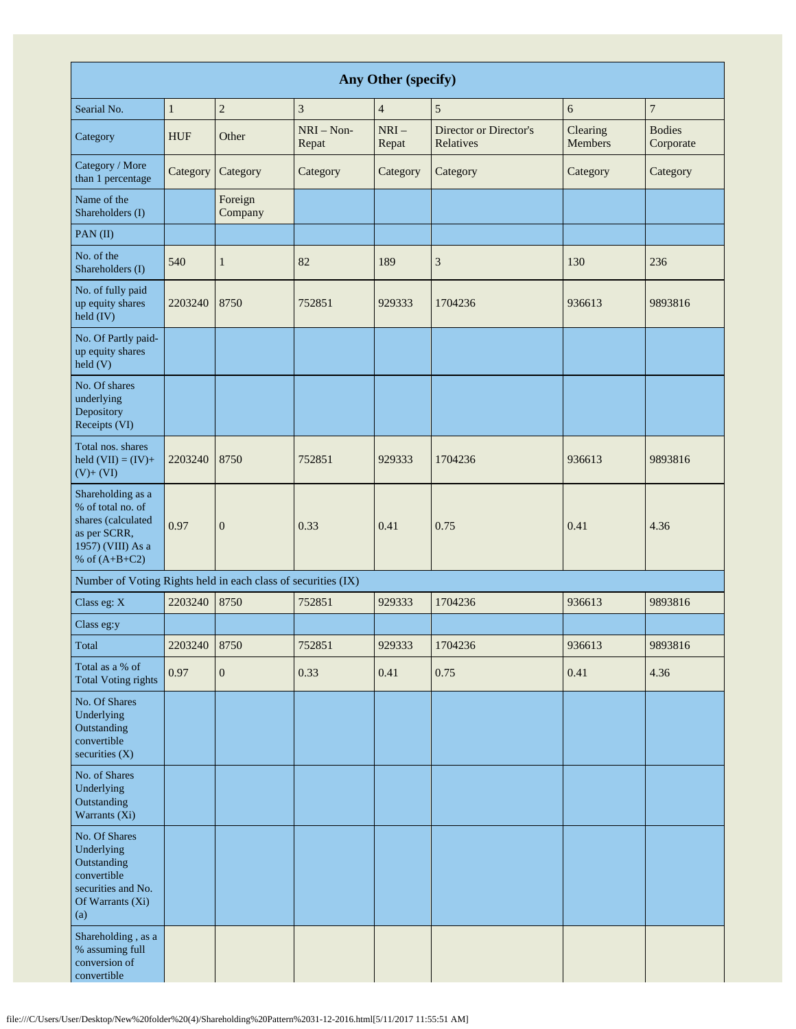| Any Other (specify) | | | | | | | |
|---|---|---|---|---|---|---|---|
| Searial No. | 1 | 2 | 3 | 4 | 5 | 6 | 7 |
| Category | HUF | Other | NRI – Non-Repat | NRI – Repat | Director or Director's Relatives | Clearing Members | Bodies Corporate |
| Category / More than 1 percentage | Category | Category | Category | Category | Category | Category | Category |
| Name of the Shareholders (I) | | Foreign Company | | | | | |
| PAN (II) | | | | | | | |
| No. of the Shareholders (I) | 540 | 1 | 82 | 189 | 3 | 130 | 236 |
| No. of fully paid up equity shares held (IV) | 2203240 | 8750 | 752851 | 929333 | 1704236 | 936613 | 9893816 |
| No. Of Partly paid-up equity shares held (V) | | | | | | | |
| No. Of shares underlying Depository Receipts (VI) | | | | | | | |
| Total nos. shares held (VII) = (IV)+ (V)+ (VI) | 2203240 | 8750 | 752851 | 929333 | 1704236 | 936613 | 9893816 |
| Shareholding as a % of total no. of shares (calculated as per SCRR, 1957) (VIII) As a % of (A+B+C2) | 0.97 | 0 | 0.33 | 0.41 | 0.75 | 0.41 | 4.36 |
| Number of Voting Rights held in each class of securities (IX) | | | | | | | |
| Class eg: X | 2203240 | 8750 | 752851 | 929333 | 1704236 | 936613 | 9893816 |
| Class eg:y | | | | | | | |
| Total | 2203240 | 8750 | 752851 | 929333 | 1704236 | 936613 | 9893816 |
| Total as a % of Total Voting rights | 0.97 | 0 | 0.33 | 0.41 | 0.75 | 0.41 | 4.36 |
| No. Of Shares Underlying Outstanding convertible securities (X) | | | | | | | |
| No. of Shares Underlying Outstanding Warrants (Xi) | | | | | | | |
| No. Of Shares Underlying Outstanding convertible securities and No. Of Warrants (Xi) (a) | | | | | | | |
| Shareholding , as a % assuming full conversion of convertible | | | | | | | |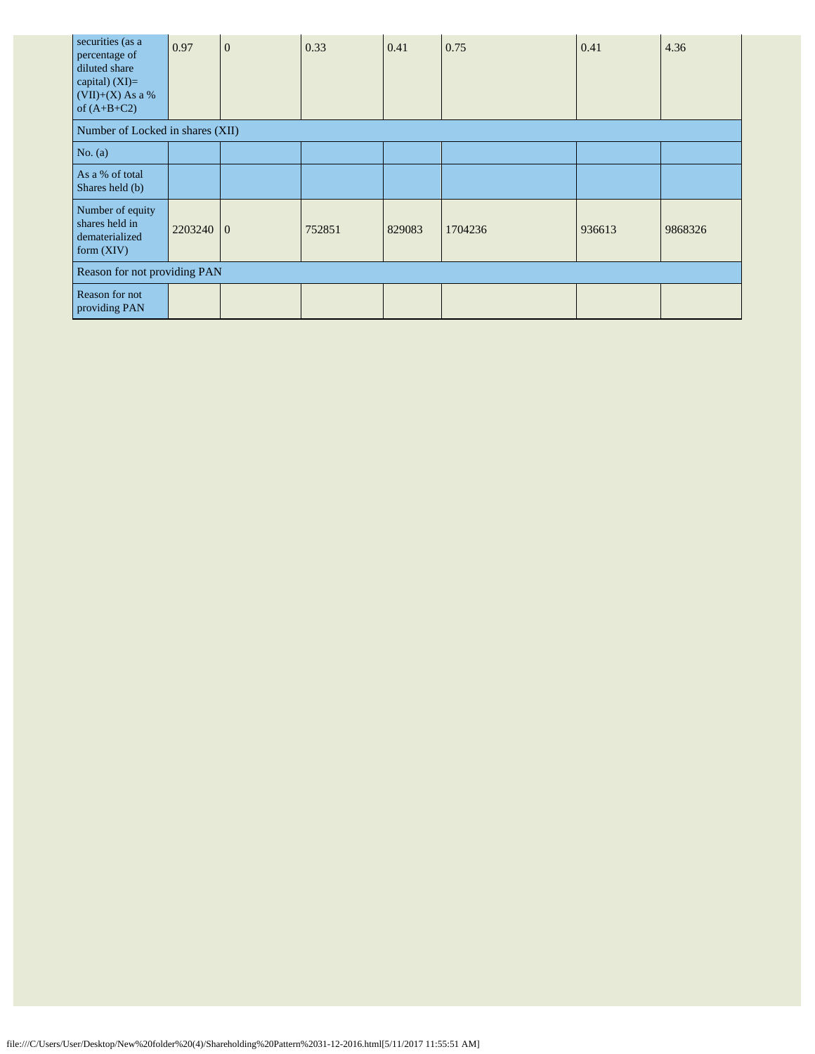| securities (as a percentage of diluted share capital) (XI)= (VII)+(X) As a % of (A+B+C2) | 0.97 | 0 | 0.33 | 0.41 | 0.75 | 0.41 | 4.36 |
|---|---|---|---|---|---|---|---|
| Number of Locked in shares (XII) | | | | | | | |
| No. (a) | | | | | | | |
| As a % of total Shares held (b) | | | | | | | |
| Number of equity shares held in dematerialized form (XIV) | 2203240 | 0 | 752851 | 829083 | 1704236 | 936613 | 9868326 |
| Reason for not providing PAN | | | | | | | |
| Reason for not providing PAN | | | | | | | |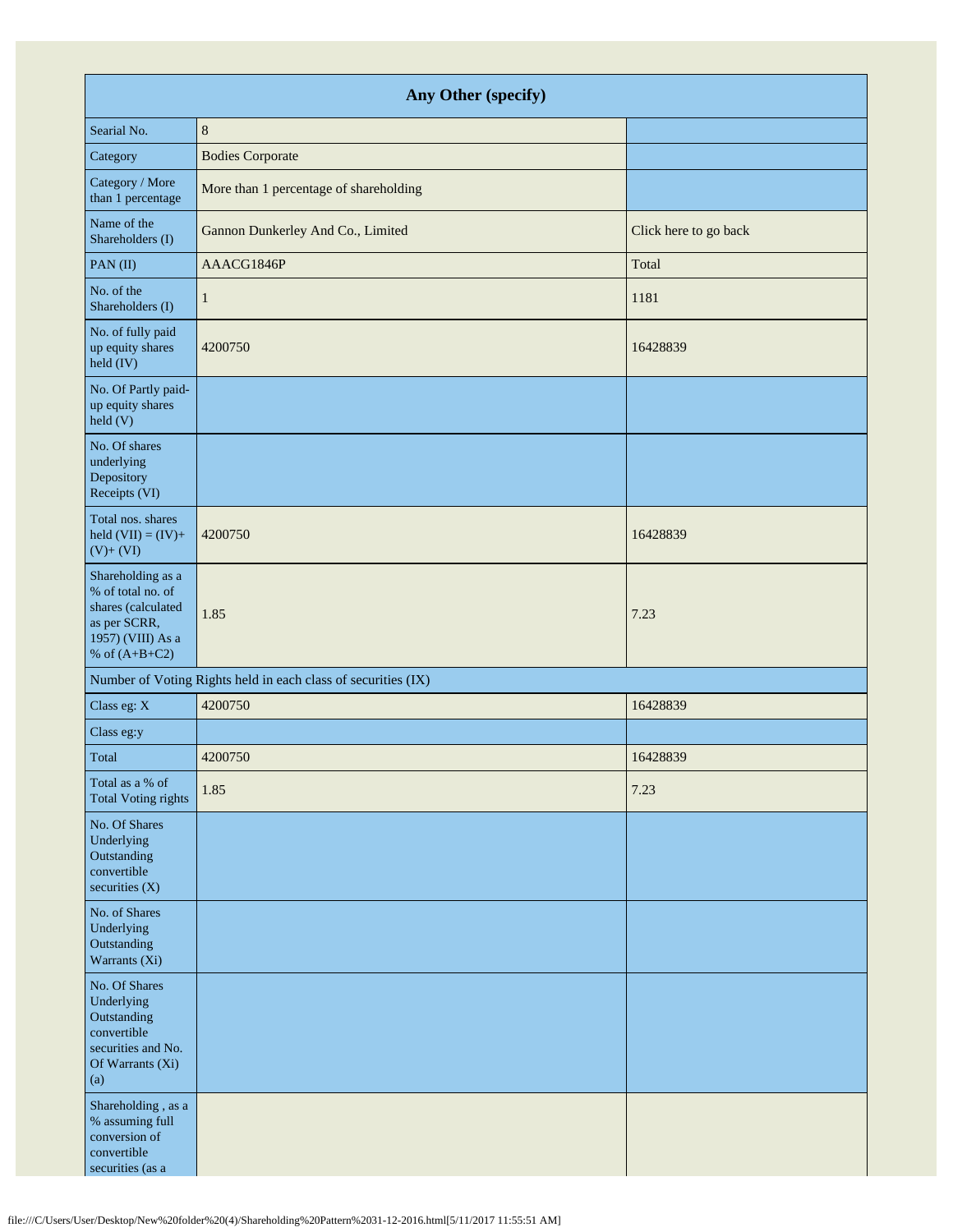| Any Other (specify) | | |
|---|---|---|
| Searial No. | 8 | |
| Category | Bodies Corporate | |
| Category / More than 1 percentage | More than 1 percentage of shareholding | |
| Name of the Shareholders (I) | Gannon Dunkerley And Co., Limited | Click here to go back |
| PAN (II) | AAACG1846P | Total |
| No. of the Shareholders (I) | 1 | 1181 |
| No. of fully paid up equity shares held (IV) | 4200750 | 16428839 |
| No. Of Partly paid-up equity shares held (V) | | |
| No. Of shares underlying Depository Receipts (VI) | | |
| Total nos. shares held (VII) = (IV)+ (V)+ (VI) | 4200750 | 16428839 |
| Shareholding as a % of total no. of shares (calculated as per SCRR, 1957) (VIII) As a % of (A+B+C2) | 1.85 | 7.23 |
| Number of Voting Rights held in each class of securities (IX) | | |
| Class eg: X | 4200750 | 16428839 |
| Class eg:y | | |
| Total | 4200750 | 16428839 |
| Total as a % of Total Voting rights | 1.85 | 7.23 |
| No. Of Shares Underlying Outstanding convertible securities (X) | | |
| No. of Shares Underlying Outstanding Warrants (Xi) | | |
| No. Of Shares Underlying Outstanding convertible securities and No. Of Warrants (Xi) (a) | | |
| Shareholding , as a % assuming full conversion of convertible securities (as a | | |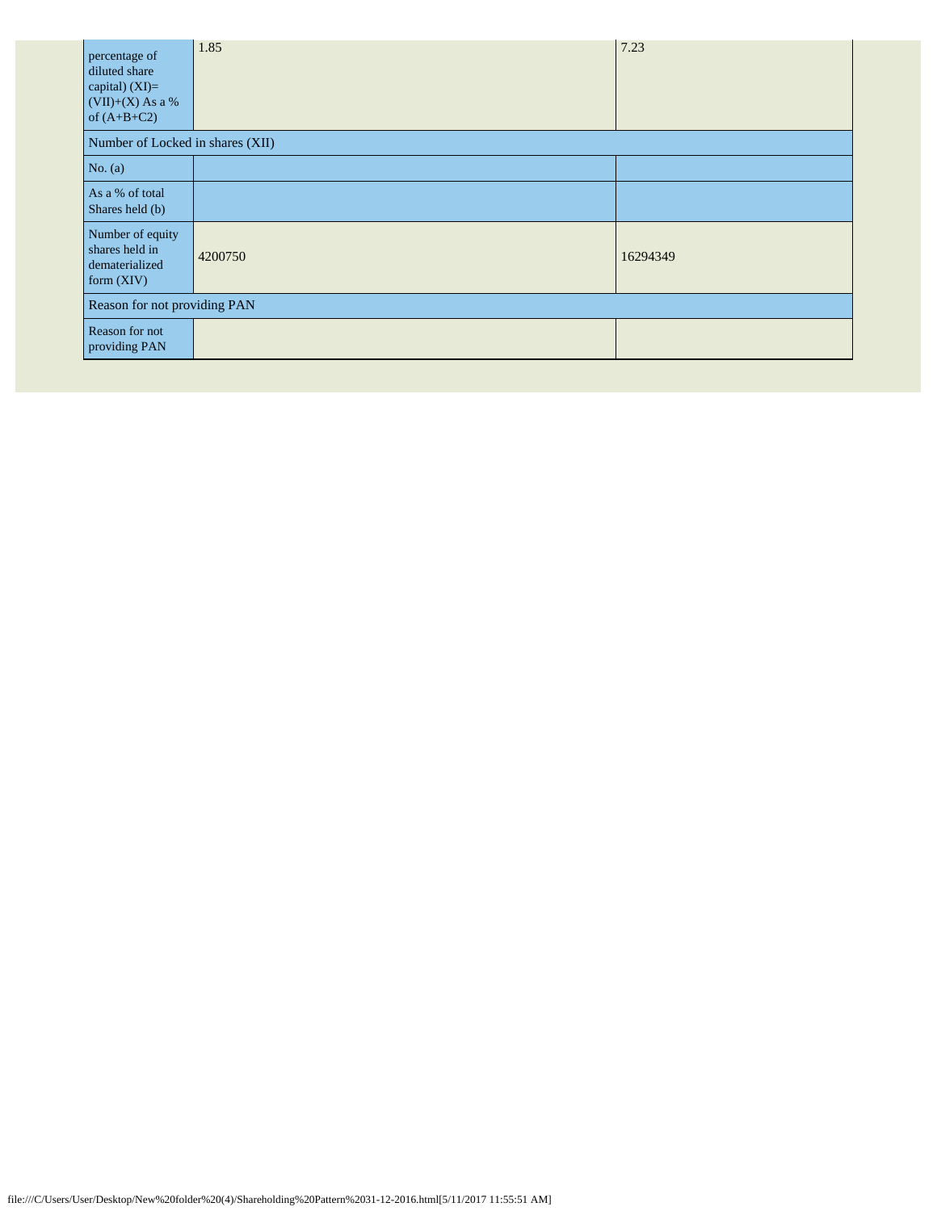| percentage of diluted share capital) (XI)= (VII)+(X) As a % of (A+B+C2) | 1.85 | 7.23 |
|---|---|---|
| Number of Locked in shares (XII) | | |
| No. (a) | | |
| As a % of total Shares held (b) | | |
| Number of equity shares held in dematerialized form (XIV) | 4200750 | 16294349 |
| Reason for not providing PAN | | |
| Reason for not providing PAN | | |